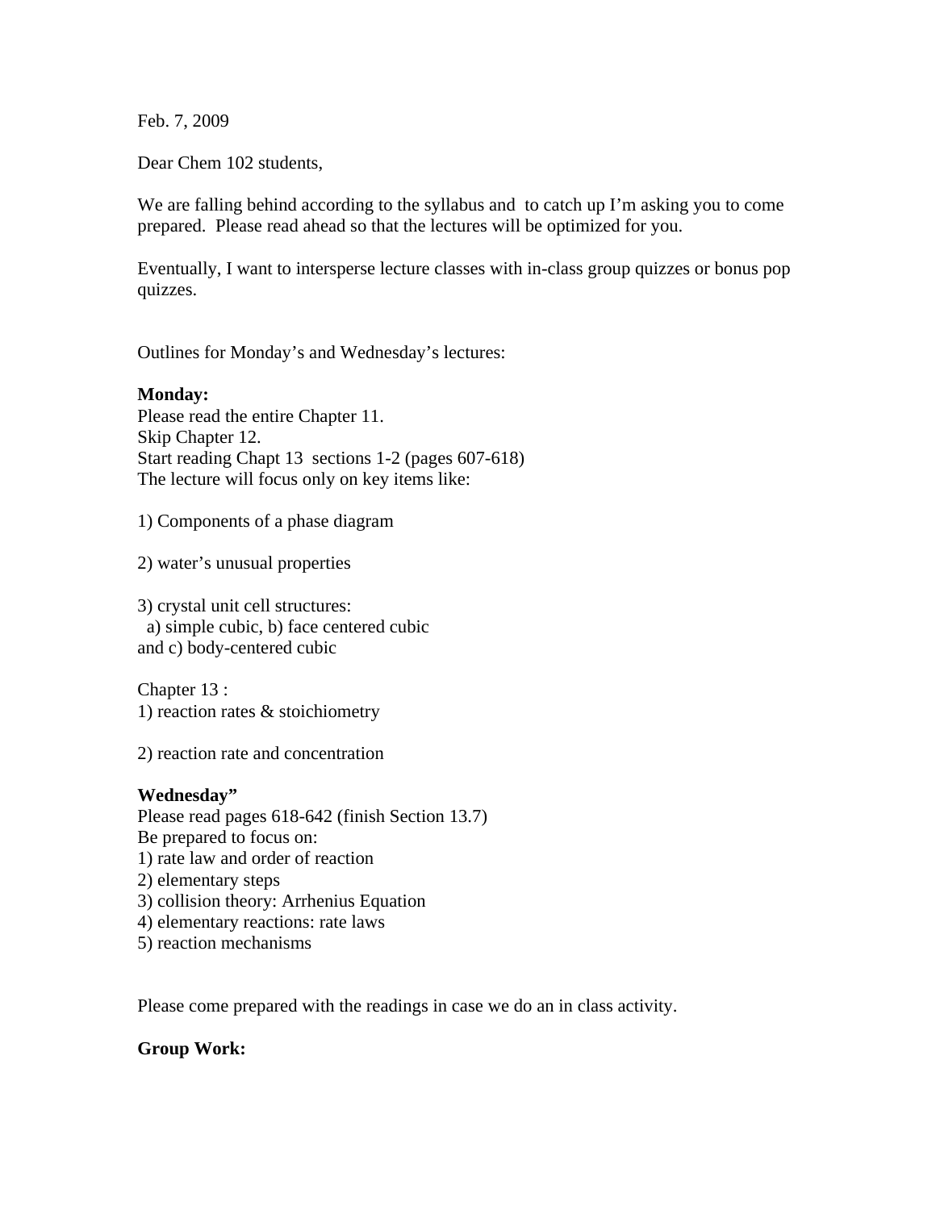Feb. 7, 2009

Dear Chem 102 students,

We are falling behind according to the syllabus and to catch up I'm asking you to come prepared. Please read ahead so that the lectures will be optimized for you.

Eventually, I want to intersperse lecture classes with in-class group quizzes or bonus pop quizzes.

Outlines for Monday's and Wednesday's lectures:

**Monday:**
Please read the entire Chapter 11.
Skip Chapter 12.
Start reading Chapt 13 sections 1-2 (pages 607-618)
The lecture will focus only on key items like:

1) Components of a phase diagram

2) water's unusual properties

3) crystal unit cell structures:
  a) simple cubic, b) face centered cubic
and c) body-centered cubic

Chapter 13 :
1) reaction rates & stoichiometry

2) reaction rate and concentration

**Wednesday"**
Please read pages 618-642 (finish Section 13.7)
Be prepared to focus on:
1) rate law and order of reaction
2) elementary steps
3) collision theory: Arrhenius Equation
4) elementary reactions: rate laws
5) reaction mechanisms

Please come prepared with the readings in case we do an in class activity.

**Group Work:**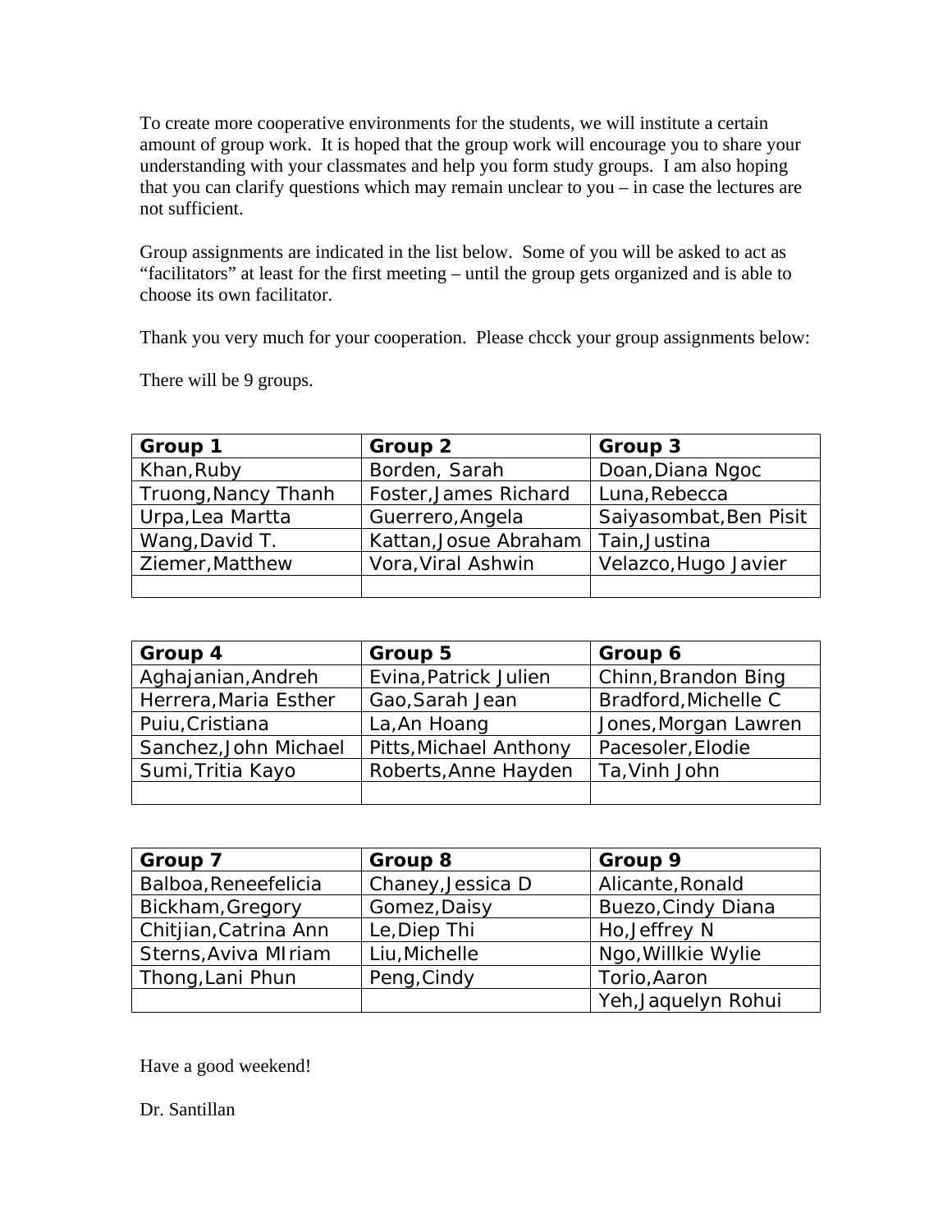To create more cooperative environments for the students, we will institute a certain amount of group work. It is hoped that the group work will encourage you to share your understanding with your classmates and help you form study groups. I am also hoping that you can clarify questions which may remain unclear to you – in case the lectures are not sufficient.

Group assignments are indicated in the list below. Some of you will be asked to act as "facilitators" at least for the first meeting – until the group gets organized and is able to choose its own facilitator.

Thank you very much for your cooperation. Please chcck your group assignments below:

There will be 9 groups.

| **Group 1** | **Group 2** | **Group 3** |
|---|---|---|
| Khan,Ruby | Borden, Sarah | Doan,Diana Ngoc |
| Truong,Nancy Thanh | Foster,James Richard | Luna,Rebecca |
| Urpa,Lea Martta | Guerrero,Angela | Saiyasombat,Ben Pisit |
| Wang,David T. | Kattan,Josue Abraham | Tain,Justina |
| Ziemer,Matthew | Vora,Viral Ashwin | Velazco,Hugo Javier |
| | | |

| **Group 4** | **Group 5** | **Group 6** |
|---|---|---|
| Aghajanian,Andreh | Evina,Patrick Julien | Chinn,Brandon Bing |
| Herrera,Maria Esther | Gao,Sarah Jean | Bradford,Michelle C |
| Puiu,Cristiana | La,An Hoang | Jones,Morgan Lawren |
| Sanchez,John Michael | Pitts,Michael Anthony | Pacesoler,Elodie |
| Sumi,Tritia Kayo | Roberts,Anne Hayden | Ta,Vinh John |
| | | |

| **Group 7** | **Group 8** | **Group 9** |
|---|---|---|
| Balboa,Reneefelicia | Chaney,Jessica D | Alicante,Ronald |
| Bickham,Gregory | Gomez,Daisy | Buezo,Cindy Diana |
| Chitjian,Catrina Ann | Le,Diep Thi | Ho,Jeffrey N |
| Sterns,Aviva MIriam | Liu,Michelle | Ngo,Willkie Wylie |
| Thong,Lani Phun | Peng,Cindy | Torio,Aaron |
| | | Yeh,Jaquelyn Rohui |

Have a good weekend!

Dr. Santillan